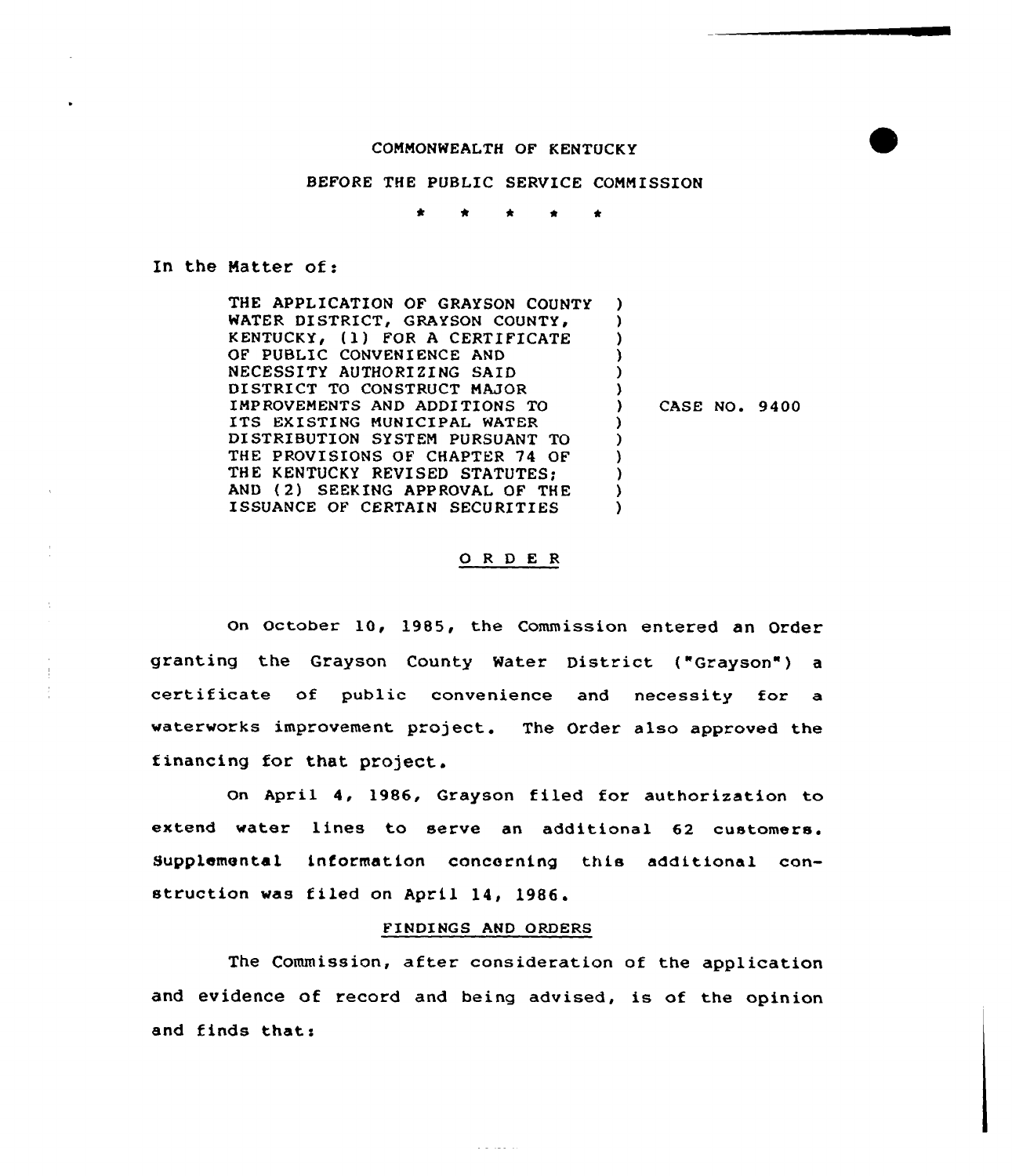COMMONWEALTH OF KENTUCKY

BEFORE THE PUBLIC SERVICE COMMISSION

\* \* \* \* \*

In the Matter of:

| | |
|---|---|
| THE APPLICATION OF GRAYSON COUNTY WATER DISTRICT, GRAYSON COUNTY, KENTUCKY, (1) FOR A CERTIFICATE OF PUBLIC CONVENIENCE AND NECESSITY AUTHORIZING SAID DISTRICT TO CONSTRUCT MAJOR IMPROVEMENTS AND ADDITIONS TO ITS EXISTING MUNICIPAL WATER DISTRIBUTION SYSTEM PURSUANT TO THE PROVISIONS OF CHAPTER 74 OF THE KENTUCKY REVISED STATUTES; AND (2) SEEKING APPROVAL OF THE ISSUANCE OF CERTAIN SECURITIES | CASE NO. 9400 |

## ORDER

On October 10, 1985, the Commission entered an Order granting the Grayson County Water District ("Grayson") a certificate of public convenience and necessity for a waterworks improvement project. The Order also approved the financing for that project.

On April 4, 1986, Grayson filed for authorization to extend water lines to serve an additional 62 customers. Supplemental information concerning this additional construction was filed on April 14, 1986.

### FINDINGS AND ORDERS

The Commission, after consideration of the application and evidence of record and being advised, is of the opinion and finds that: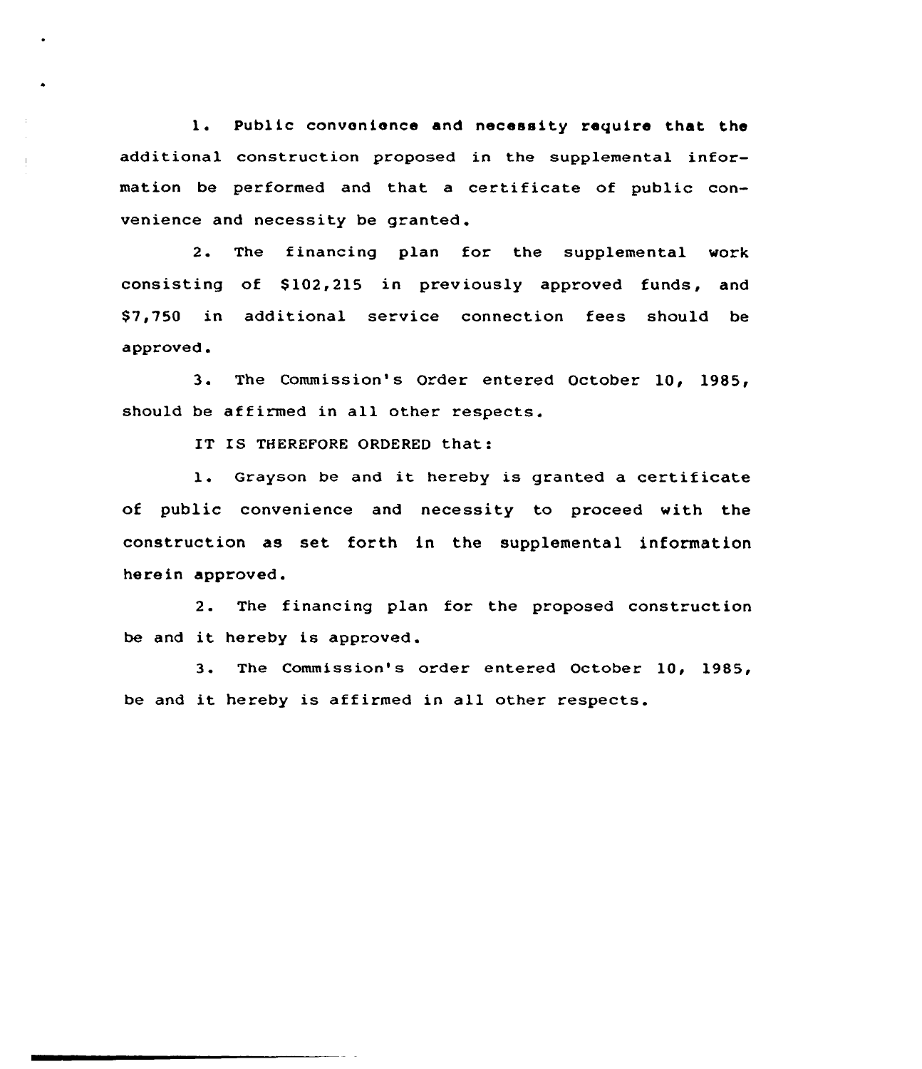1. Public convenience and necessity require that the additional construction proposed in the supplemental information be performed and that a certificate of public convenience and necessity be granted.

2. The financing plan for the supplemental work consisting of $102,215 in previously approved funds, and $7,750 in additional service connection fees should be approved.

3. The Commission's Order entered October 10, 1985, should be affirmed in all other respects.

IT IS THEREFORE ORDERED that:

1. Grayson be and it hereby is granted a certificate of public convenience and necessity to proceed with the construction as set forth in the supplemental information herein approved.

2. The financing plan for the proposed construction be and it hereby is approved.

3. The Commission's order entered October 10, 1985, be and it hereby is affirmed in all other respects.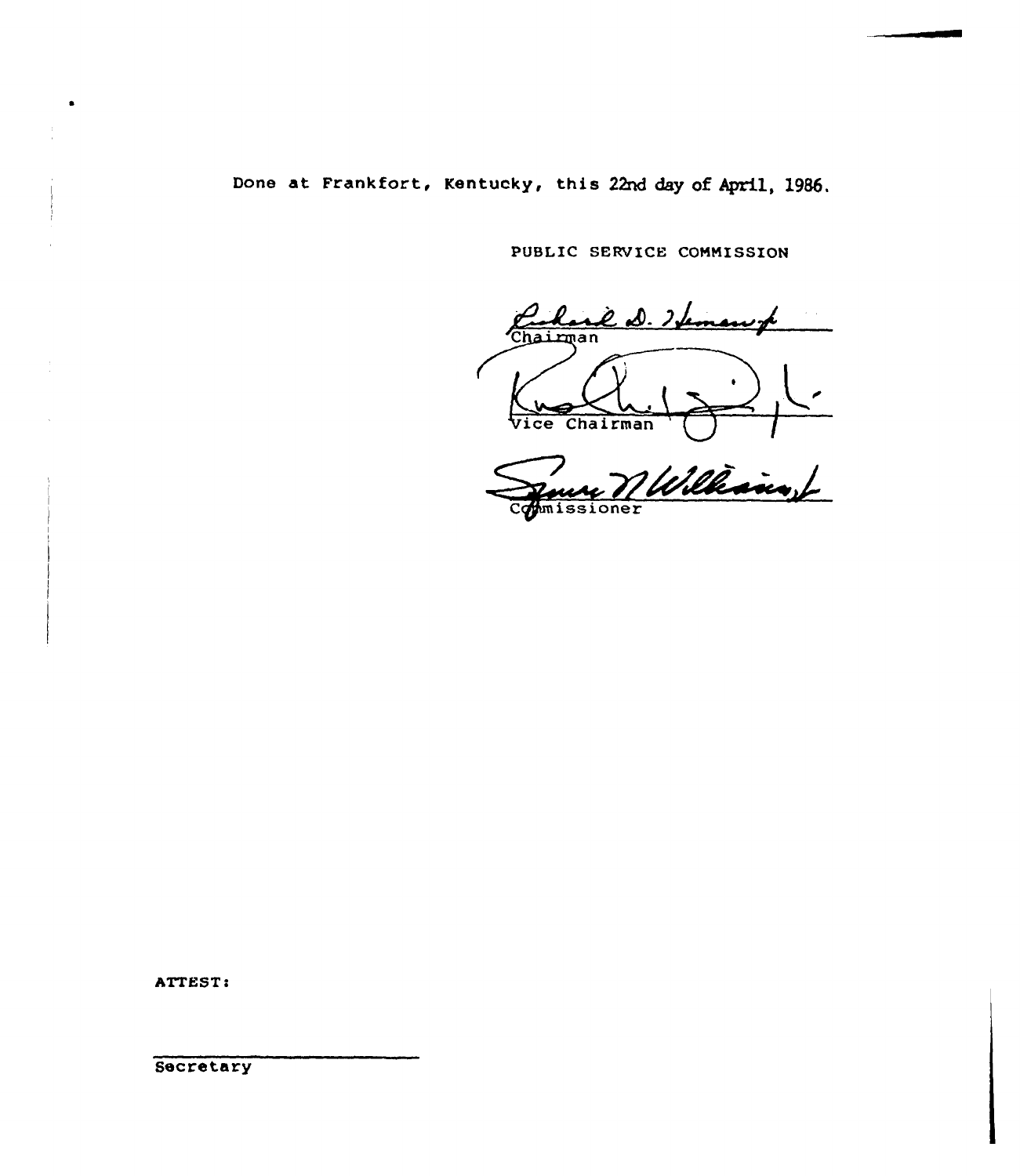Done at Frankfort, Kentucky, this 22nd day of April, 1986.

PUBLIC SERVICE COMMISSION

Chairman

Vice Chairman

Commissioner

ATTEST:

Secretary